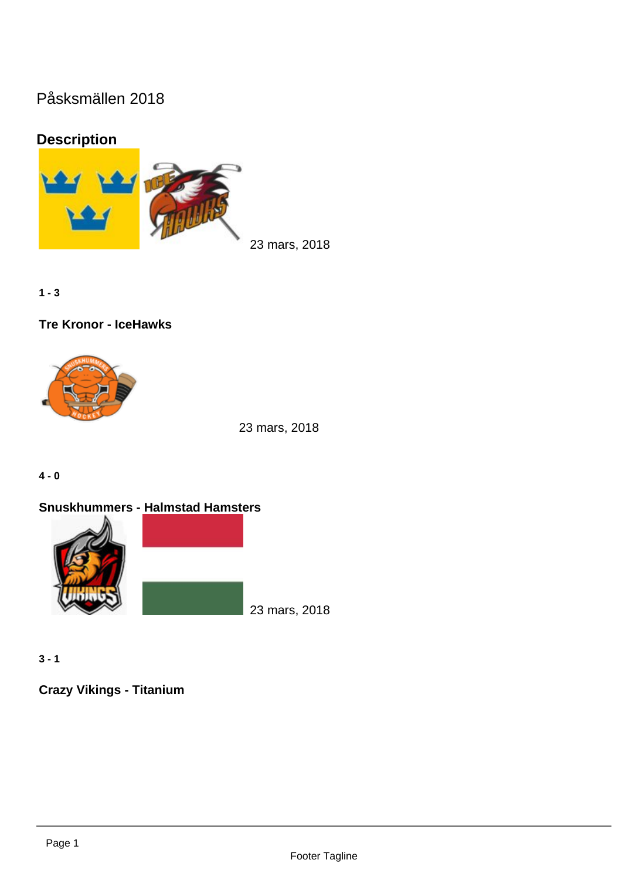# Påsksmällen 2018

## Description

23 mars, 2018

**1 - 3**

**Tre Kronor - IceHawks**

23 mars, 2018

**4 - 0**

**Snuskhummers - Halmstad Hamsters**

23 mars, 2018

**3 - 1**

**Crazy Vikings - Titanium**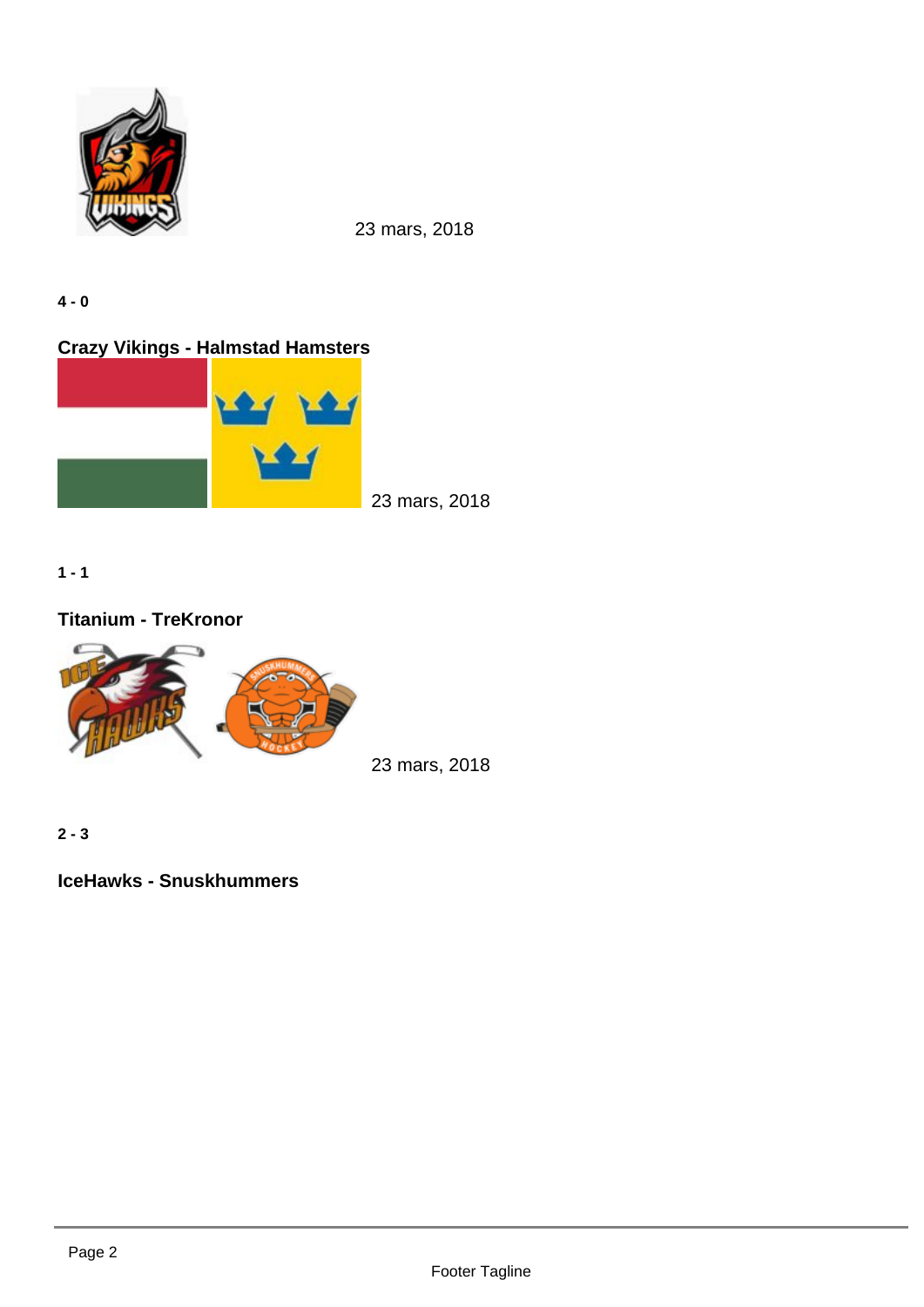23 mars, 2018

**4 - 0**

**Crazy Vikings - Halmstad Hamsters**

23 mars, 2018

**1 - 1**

**Titanium - TreKronor**

23 mars, 2018

**2 - 3**

**IceHawks - Snuskhummers**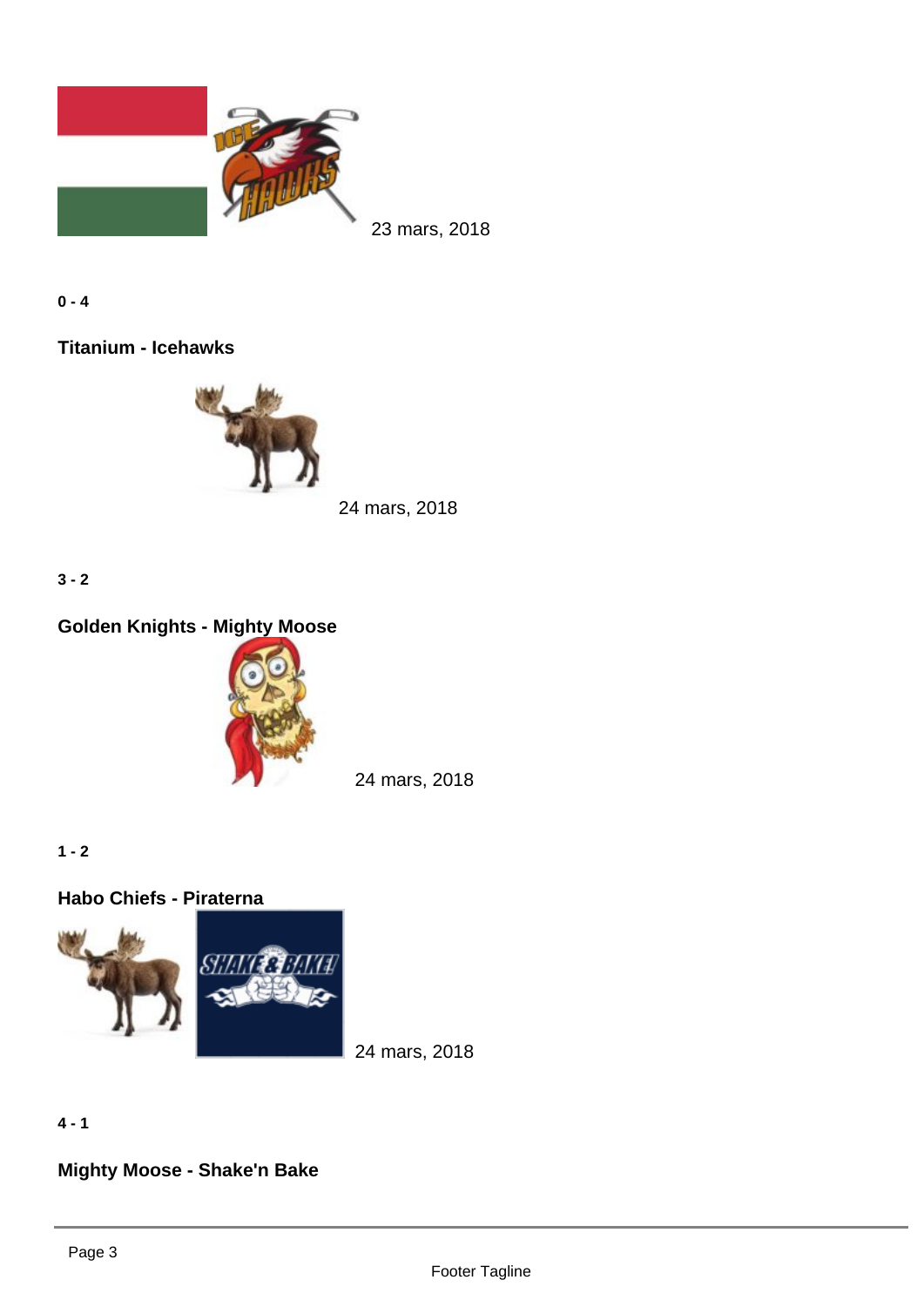23 mars, 2018

**0 - 4**

**Titanium - Icehawks**

24 mars, 2018

**3 - 2**

**Golden Knights - Mighty Moose**

24 mars, 2018

**1 - 2**

**Habo Chiefs - Piraterna**

24 mars, 2018

**4 - 1**

**Mighty Moose - Shake'n Bake**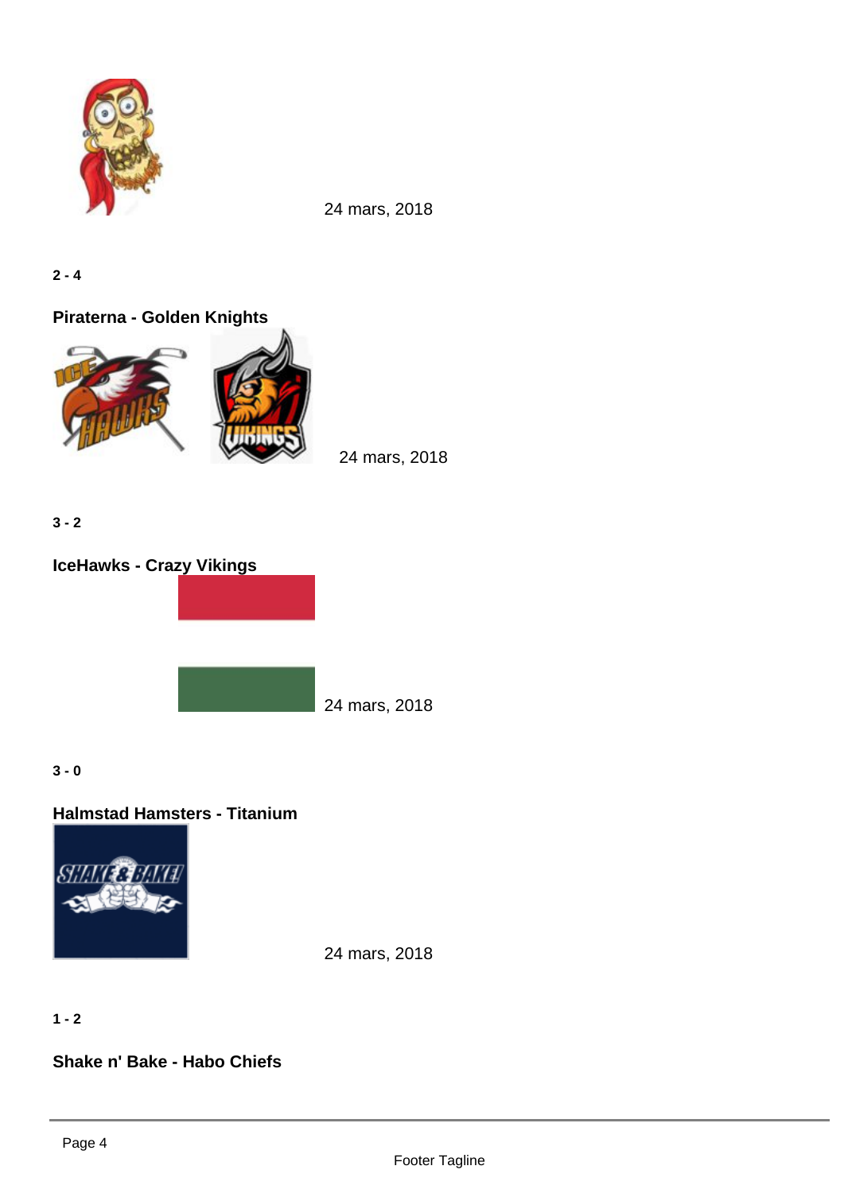24 mars, 2018

**2 - 4**

**Piraterna - Golden Knights**

24 mars, 2018

**3 - 2**

**IceHawks - Crazy Vikings**

24 mars, 2018

**3 - 0**

**Halmstad Hamsters - Titanium**

24 mars, 2018

**1 - 2**

**Shake n' Bake - Habo Chiefs**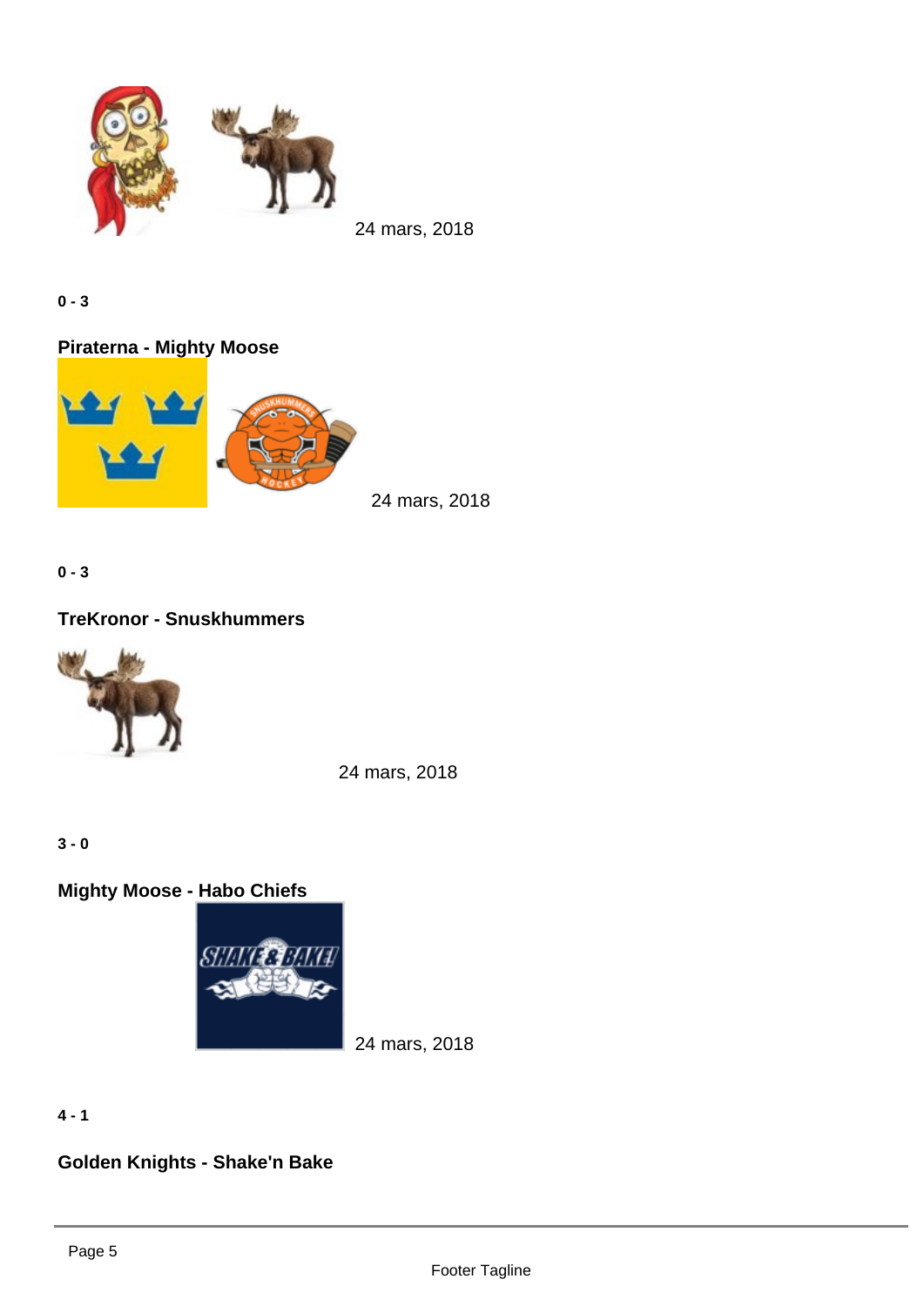24 mars, 2018

**0 - 3**

**Piraterna - Mighty Moose**

24 mars, 2018

**0 - 3**

**TreKronor - Snuskhummers**

24 mars, 2018

**3 - 0**

**Mighty Moose - Habo Chiefs**

24 mars, 2018

**4 - 1**

**Golden Knights - Shake'n Bake**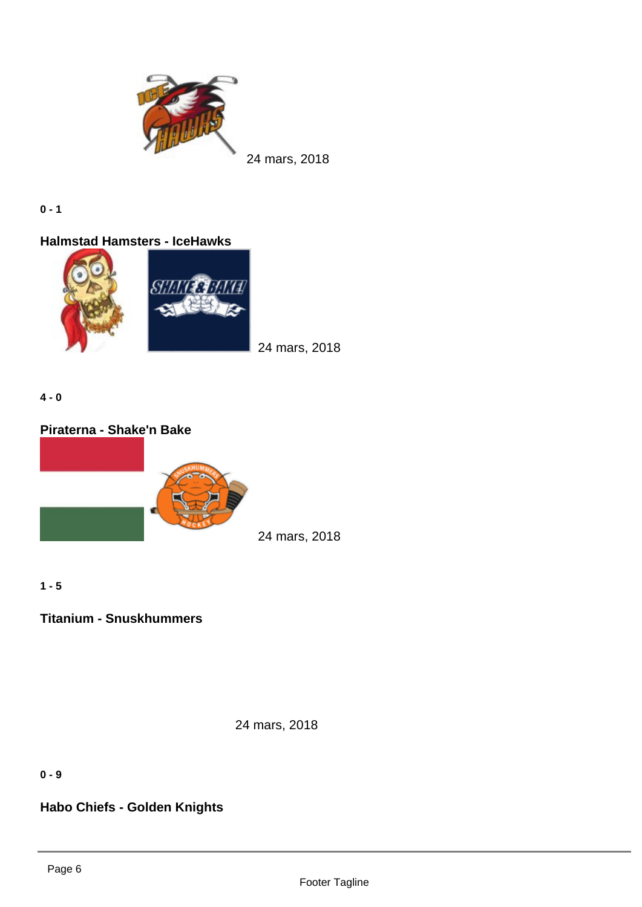24 mars, 2018

**0 - 1**

**Halmstad Hamsters - IceHawks**

24 mars, 2018

**4 - 0**

**Piraterna - Shake'n Bake**

24 mars, 2018

**1 - 5**

**Titanium - Snuskhummers**

24 mars, 2018

**0 - 9**

**Habo Chiefs - Golden Knights**

Footer Tagline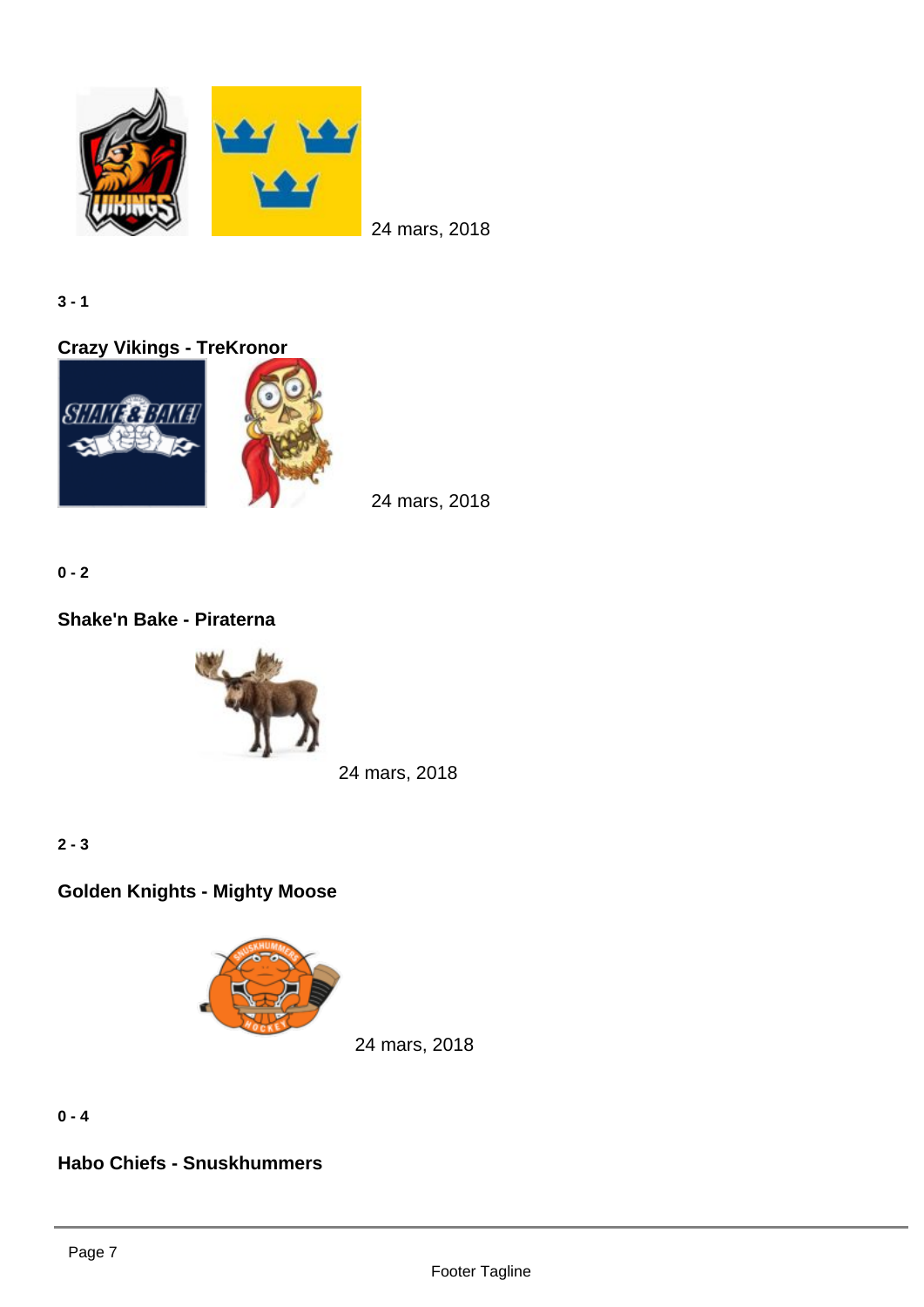24 mars, 2018

**3 - 1**

**Crazy Vikings - TreKronor**

24 mars, 2018

**0 - 2**

**Shake'n Bake - Piraterna**

24 mars, 2018

**2 - 3**

**Golden Knights - Mighty Moose**

24 mars, 2018

**0 - 4**

**Habo Chiefs - Snuskhummers**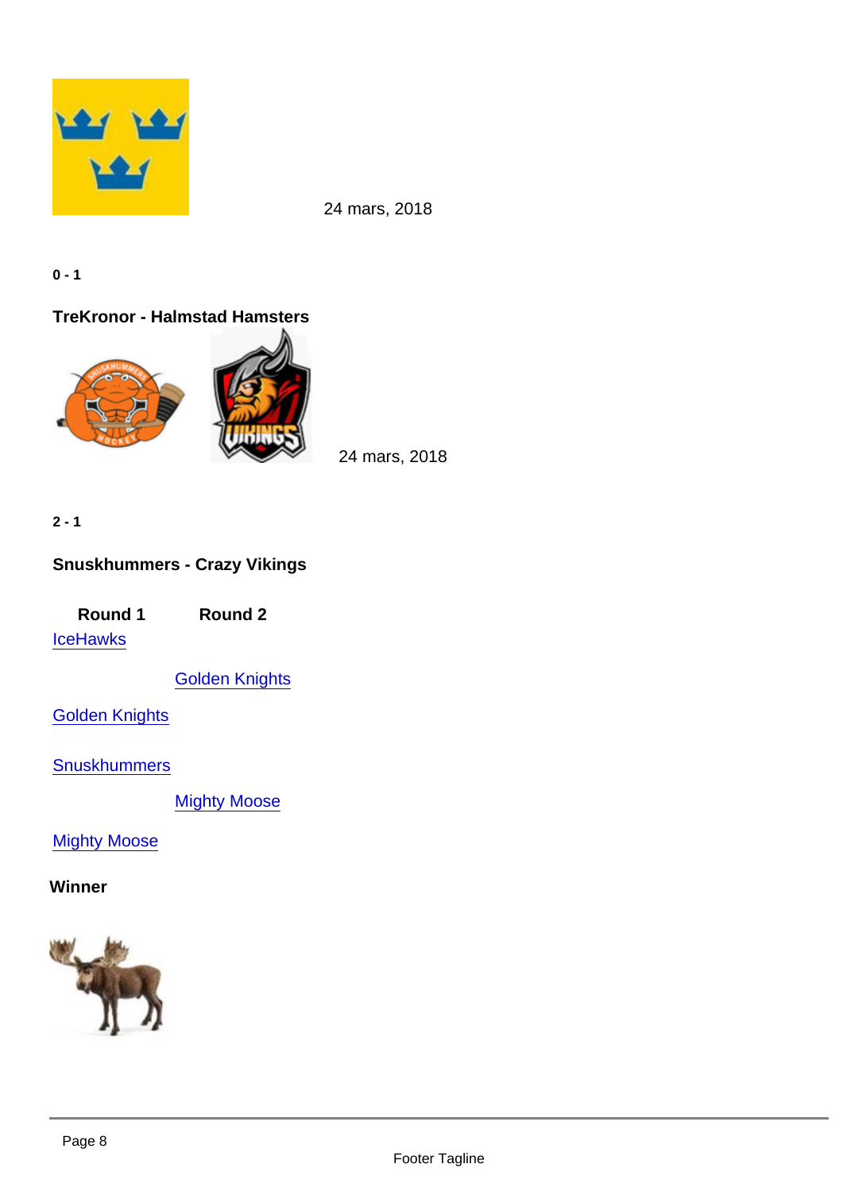24 mars, 2018

**0 - 1**

**TreKronor - Halmstad Hamsters**

24 mars, 2018

**2 - 1**

**Snuskhummers - Crazy Vikings**

| Round 1 | Round 2 |
| --- | --- |
| IceHawks | |
| | Golden Knights |
| Golden Knights | |
| Snuskhummers | |
| | Mighty Moose |
| Mighty Moose | |

**Winner**